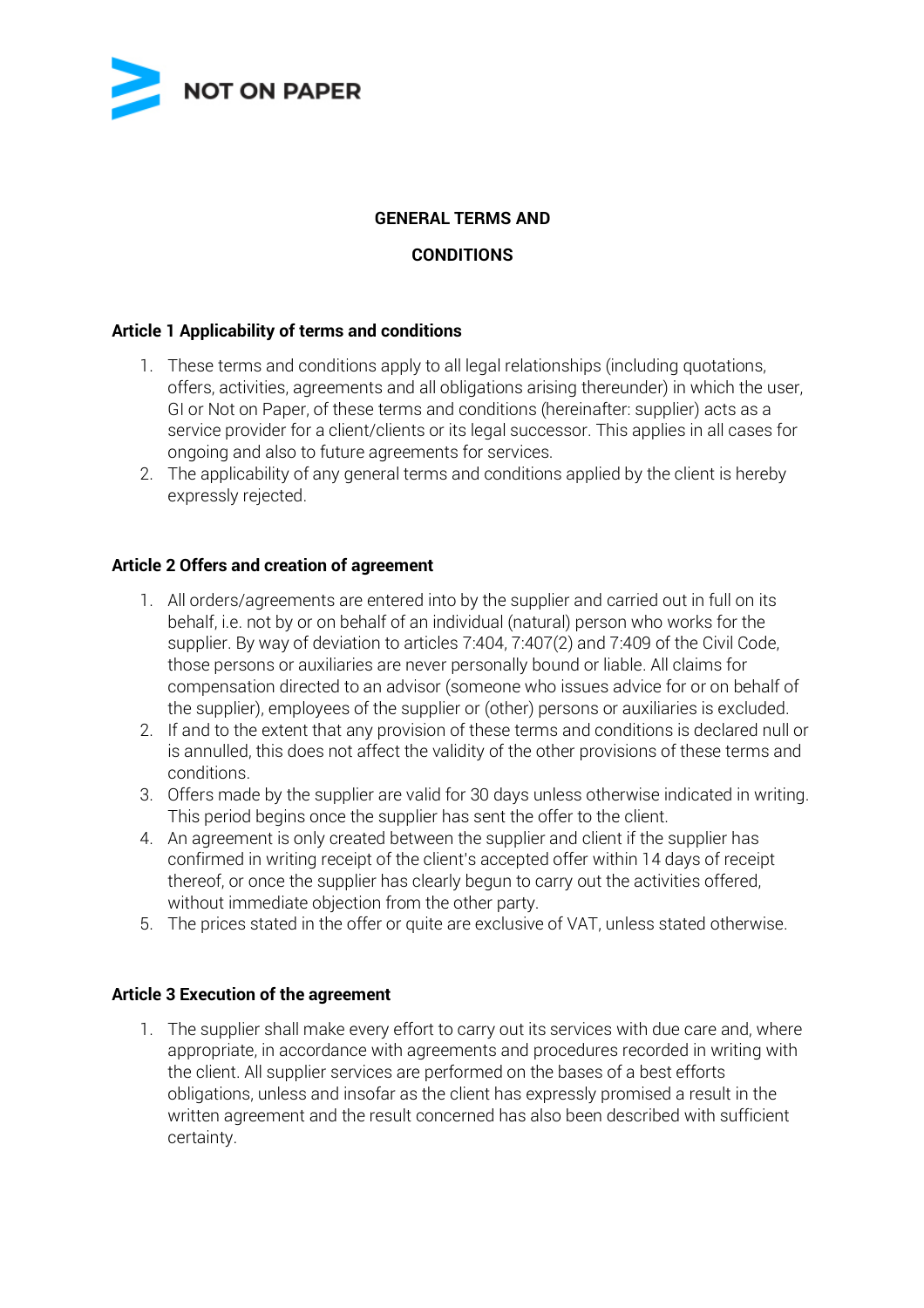NOT ON PAPER

# GENERAL TERMS AND CONDITIONS

## Article 1 Applicability of terms and conditions

1. These terms and conditions apply to all legal relationships (including quotations, offers, activities, agreements and all obligations arising thereunder) in which the user, GI or Not on Paper, of these terms and conditions (hereinafter: supplier) acts as a service provider for a client/clients or its legal successor. This applies in all cases for ongoing and also to future agreements for services.
2. The applicability of any general terms and conditions applied by the client is hereby expressly rejected.

## Article 2 Offers and creation of agreement

1. All orders/agreements are entered into by the supplier and carried out in full on its behalf, i.e. not by or on behalf of an individual (natural) person who works for the supplier. By way of deviation to articles 7:404, 7:407(2) and 7:409 of the Civil Code, those persons or auxiliaries are never personally bound or liable. All claims for compensation directed to an advisor (someone who issues advice for or on behalf of the supplier), employees of the supplier or (other) persons or auxiliaries is excluded.
2. If and to the extent that any provision of these terms and conditions is declared null or is annulled, this does not affect the validity of the other provisions of these terms and conditions.
3. Offers made by the supplier are valid for 30 days unless otherwise indicated in writing. This period begins once the supplier has sent the offer to the client.
4. An agreement is only created between the supplier and client if the supplier has confirmed in writing receipt of the client's accepted offer within 14 days of receipt thereof, or once the supplier has clearly begun to carry out the activities offered, without immediate objection from the other party.
5. The prices stated in the offer or quite are exclusive of VAT, unless stated otherwise.

## Article 3 Execution of the agreement

1. The supplier shall make every effort to carry out its services with due care and, where appropriate, in accordance with agreements and procedures recorded in writing with the client. All supplier services are performed on the bases of a best efforts obligations, unless and insofar as the client has expressly promised a result in the written agreement and the result concerned has also been described with sufficient certainty.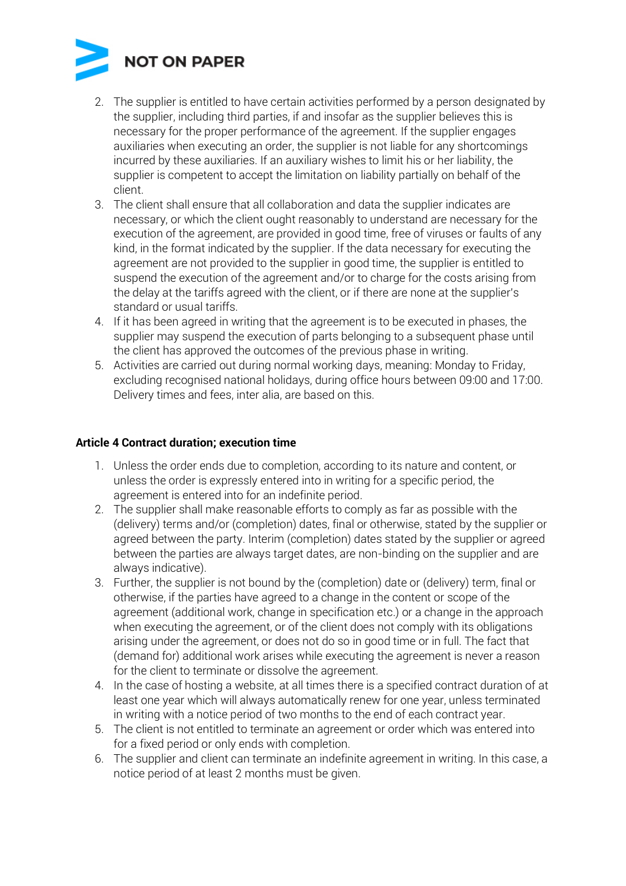2. The supplier is entitled to have certain activities performed by a person designated by the supplier, including third parties, if and insofar as the supplier believes this is necessary for the proper performance of the agreement. If the supplier engages auxiliaries when executing an order, the supplier is not liable for any shortcomings incurred by these auxiliaries. If an auxiliary wishes to limit his or her liability, the supplier is competent to accept the limitation on liability partially on behalf of the client.
3. The client shall ensure that all collaboration and data the supplier indicates are necessary, or which the client ought reasonably to understand are necessary for the execution of the agreement, are provided in good time, free of viruses or faults of any kind, in the format indicated by the supplier. If the data necessary for executing the agreement are not provided to the supplier in good time, the supplier is entitled to suspend the execution of the agreement and/or to charge for the costs arising from the delay at the tariffs agreed with the client, or if there are none at the supplier's standard or usual tariffs.
4. If it has been agreed in writing that the agreement is to be executed in phases, the supplier may suspend the execution of parts belonging to a subsequent phase until the client has approved the outcomes of the previous phase in writing.
5. Activities are carried out during normal working days, meaning: Monday to Friday, excluding recognised national holidays, during office hours between 09:00 and 17:00. Delivery times and fees, inter alia, are based on this.

**Article 4 Contract duration; execution time**

1. Unless the order ends due to completion, according to its nature and content, or unless the order is expressly entered into in writing for a specific period, the agreement is entered into for an indefinite period.
2. The supplier shall make reasonable efforts to comply as far as possible with the (delivery) terms and/or (completion) dates, final or otherwise, stated by the supplier or agreed between the party. Interim (completion) dates stated by the supplier or agreed between the parties are always target dates, are non-binding on the supplier and are always indicative).
3. Further, the supplier is not bound by the (completion) date or (delivery) term, final or otherwise, if the parties have agreed to a change in the content or scope of the agreement (additional work, change in specification etc.) or a change in the approach when executing the agreement, or of the client does not comply with its obligations arising under the agreement, or does not do so in good time or in full. The fact that (demand for) additional work arises while executing the agreement is never a reason for the client to terminate or dissolve the agreement.
4. In the case of hosting a website, at all times there is a specified contract duration of at least one year which will always automatically renew for one year, unless terminated in writing with a notice period of two months to the end of each contract year.
5. The client is not entitled to terminate an agreement or order which was entered into for a fixed period or only ends with completion.
6. The supplier and client can terminate an indefinite agreement in writing. In this case, a notice period of at least 2 months must be given.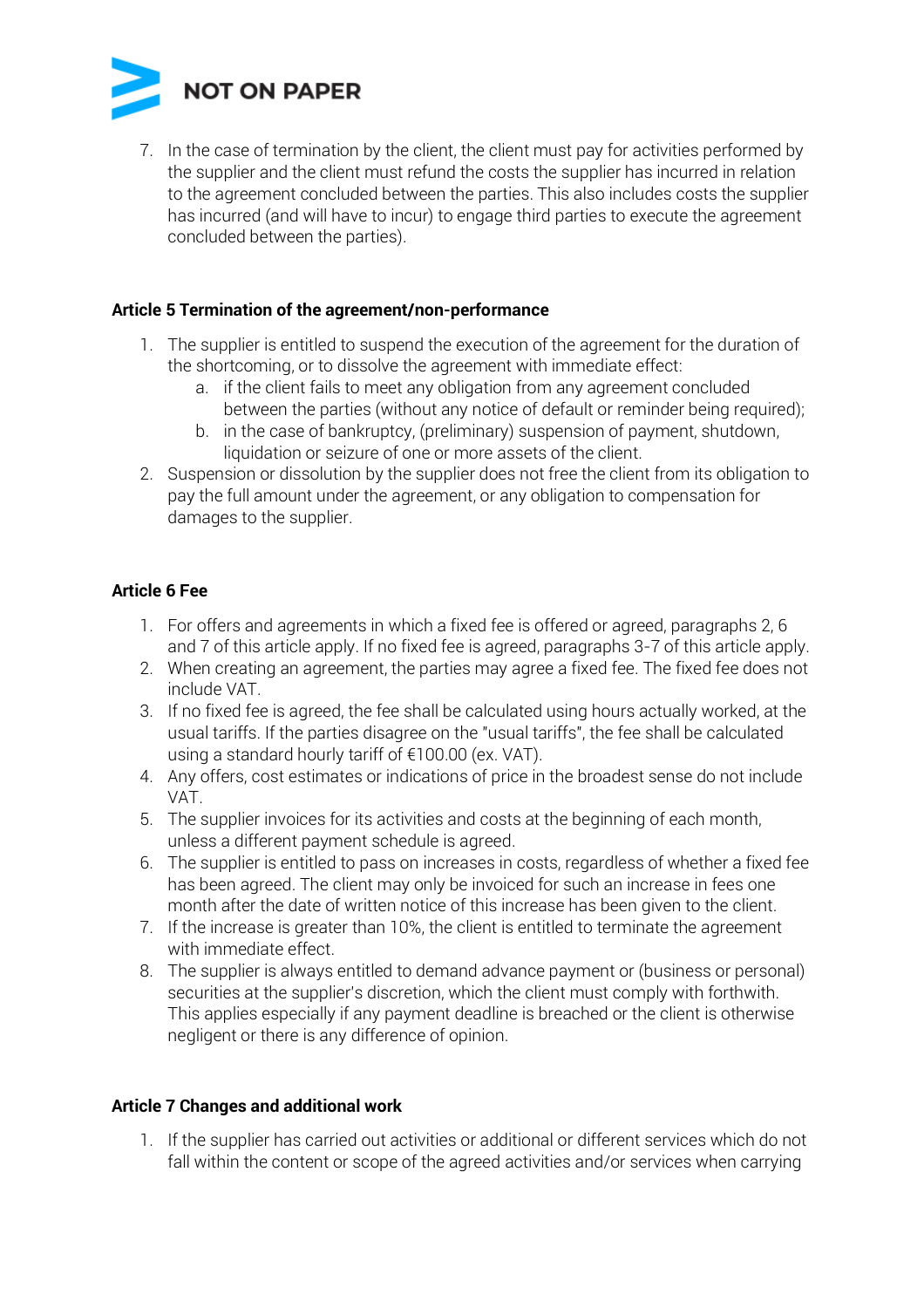7. In the case of termination by the client, the client must pay for activities performed by the supplier and the client must refund the costs the supplier has incurred in relation to the agreement concluded between the parties. This also includes costs the supplier has incurred (and will have to incur) to engage third parties to execute the agreement concluded between the parties).

**Article 5 Termination of the agreement/non-performance**

1. The supplier is entitled to suspend the execution of the agreement for the duration of the shortcoming, or to dissolve the agreement with immediate effect:
    a. if the client fails to meet any obligation from any agreement concluded between the parties (without any notice of default or reminder being required);
    b. in the case of bankruptcy, (preliminary) suspension of payment, shutdown, liquidation or seizure of one or more assets of the client.
2. Suspension or dissolution by the supplier does not free the client from its obligation to pay the full amount under the agreement, or any obligation to compensation for damages to the supplier.

**Article 6 Fee**

1. For offers and agreements in which a fixed fee is offered or agreed, paragraphs 2, 6 and 7 of this article apply. If no fixed fee is agreed, paragraphs 3-7 of this article apply.
2. When creating an agreement, the parties may agree a fixed fee. The fixed fee does not include VAT.
3. If no fixed fee is agreed, the fee shall be calculated using hours actually worked, at the usual tariffs. If the parties disagree on the "usual tariffs", the fee shall be calculated using a standard hourly tariff of €100.00 (ex. VAT).
4. Any offers, cost estimates or indications of price in the broadest sense do not include VAT.
5. The supplier invoices for its activities and costs at the beginning of each month, unless a different payment schedule is agreed.
6. The supplier is entitled to pass on increases in costs, regardless of whether a fixed fee has been agreed. The client may only be invoiced for such an increase in fees one month after the date of written notice of this increase has been given to the client.
7. If the increase is greater than 10%, the client is entitled to terminate the agreement with immediate effect.
8. The supplier is always entitled to demand advance payment or (business or personal) securities at the supplier's discretion, which the client must comply with forthwith. This applies especially if any payment deadline is breached or the client is otherwise negligent or there is any difference of opinion.

**Article 7 Changes and additional work**

1. If the supplier has carried out activities or additional or different services which do not fall within the content or scope of the agreed activities and/or services when carrying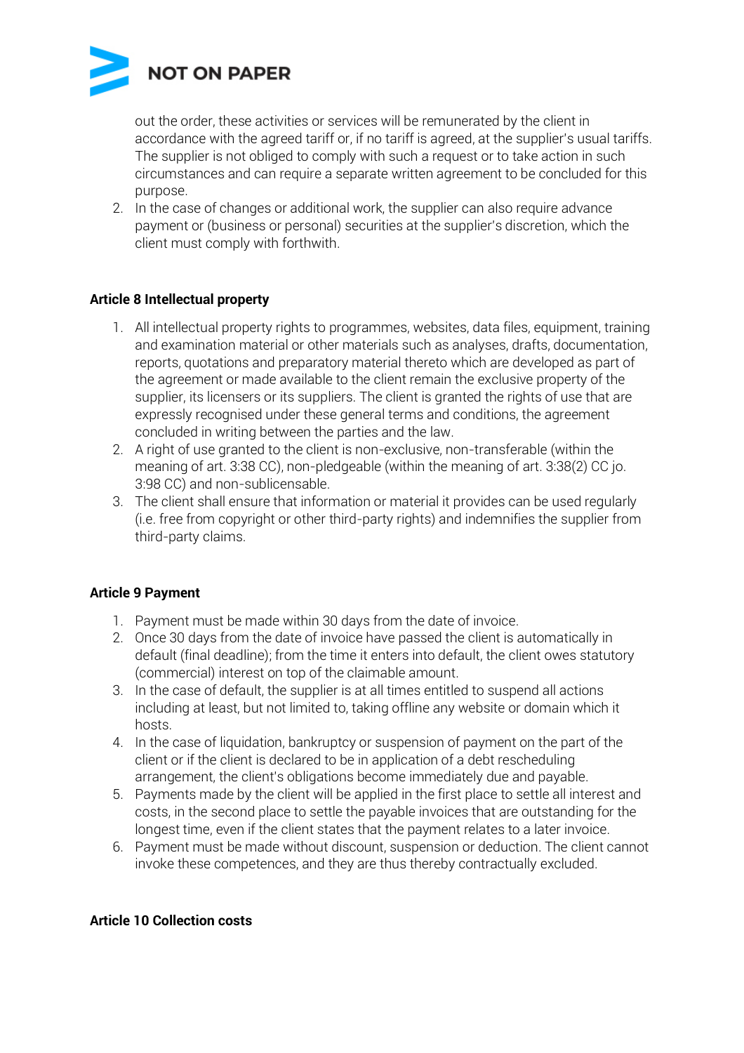out the order, these activities or services will be remunerated by the client in accordance with the agreed tariff or, if no tariff is agreed, at the supplier's usual tariffs. The supplier is not obliged to comply with such a request or to take action in such circumstances and can require a separate written agreement to be concluded for this purpose.

2. In the case of changes or additional work, the supplier can also require advance payment or (business or personal) securities at the supplier's discretion, which the client must comply with forthwith.

**Article 8 Intellectual property**

1. All intellectual property rights to programmes, websites, data files, equipment, training and examination material or other materials such as analyses, drafts, documentation, reports, quotations and preparatory material thereto which are developed as part of the agreement or made available to the client remain the exclusive property of the supplier, its licensers or its suppliers. The client is granted the rights of use that are expressly recognised under these general terms and conditions, the agreement concluded in writing between the parties and the law.
2. A right of use granted to the client is non-exclusive, non-transferable (within the meaning of art. 3:38 CC), non-pledgeable (within the meaning of art. 3:38(2) CC jo. 3:98 CC) and non-sublicensable.
3. The client shall ensure that information or material it provides can be used regularly (i.e. free from copyright or other third-party rights) and indemnifies the supplier from third-party claims.

**Article 9 Payment**

1. Payment must be made within 30 days from the date of invoice.
2. Once 30 days from the date of invoice have passed the client is automatically in default (final deadline); from the time it enters into default, the client owes statutory (commercial) interest on top of the claimable amount.
3. In the case of default, the supplier is at all times entitled to suspend all actions including at least, but not limited to, taking offline any website or domain which it hosts.
4. In the case of liquidation, bankruptcy or suspension of payment on the part of the client or if the client is declared to be in application of a debt rescheduling arrangement, the client's obligations become immediately due and payable.
5. Payments made by the client will be applied in the first place to settle all interest and costs, in the second place to settle the payable invoices that are outstanding for the longest time, even if the client states that the payment relates to a later invoice.
6. Payment must be made without discount, suspension or deduction. The client cannot invoke these competences, and they are thus thereby contractually excluded.

**Article 10 Collection costs**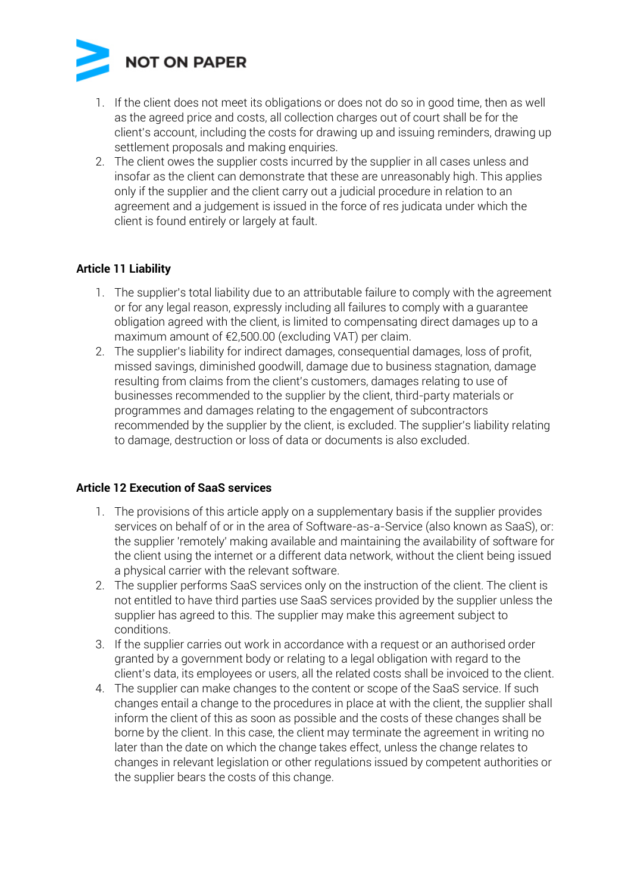1. If the client does not meet its obligations or does not do so in good time, then as well as the agreed price and costs, all collection charges out of court shall be for the client's account, including the costs for drawing up and issuing reminders, drawing up settlement proposals and making enquiries.
2. The client owes the supplier costs incurred by the supplier in all cases unless and insofar as the client can demonstrate that these are unreasonably high. This applies only if the supplier and the client carry out a judicial procedure in relation to an agreement and a judgement is issued in the force of res judicata under which the client is found entirely or largely at fault.

**Article 11 Liability**

1. The supplier's total liability due to an attributable failure to comply with the agreement or for any legal reason, expressly including all failures to comply with a guarantee obligation agreed with the client, is limited to compensating direct damages up to a maximum amount of €2,500.00 (excluding VAT) per claim.
2. The supplier's liability for indirect damages, consequential damages, loss of profit, missed savings, diminished goodwill, damage due to business stagnation, damage resulting from claims from the client's customers, damages relating to use of businesses recommended to the supplier by the client, third-party materials or programmes and damages relating to the engagement of subcontractors recommended by the supplier by the client, is excluded. The supplier's liability relating to damage, destruction or loss of data or documents is also excluded.

**Article 12 Execution of SaaS services**

1. The provisions of this article apply on a supplementary basis if the supplier provides services on behalf of or in the area of Software-as-a-Service (also known as SaaS), or: the supplier 'remotely' making available and maintaining the availability of software for the client using the internet or a different data network, without the client being issued a physical carrier with the relevant software.
2. The supplier performs SaaS services only on the instruction of the client. The client is not entitled to have third parties use SaaS services provided by the supplier unless the supplier has agreed to this. The supplier may make this agreement subject to conditions.
3. If the supplier carries out work in accordance with a request or an authorised order granted by a government body or relating to a legal obligation with regard to the client's data, its employees or users, all the related costs shall be invoiced to the client.
4. The supplier can make changes to the content or scope of the SaaS service. If such changes entail a change to the procedures in place at with the client, the supplier shall inform the client of this as soon as possible and the costs of these changes shall be borne by the client. In this case, the client may terminate the agreement in writing no later than the date on which the change takes effect, unless the change relates to changes in relevant legislation or other regulations issued by competent authorities or the supplier bears the costs of this change.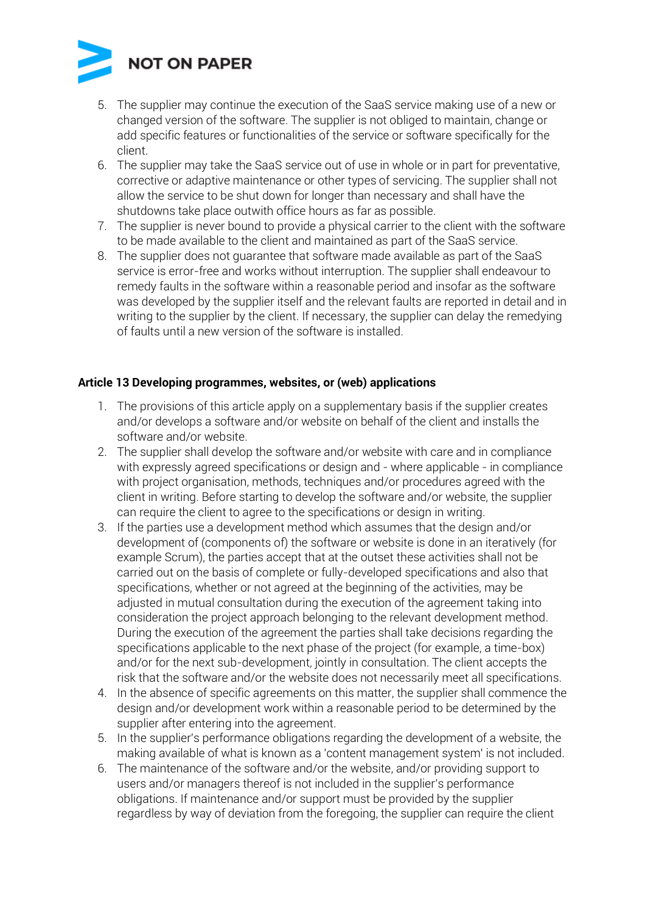5. The supplier may continue the execution of the SaaS service making use of a new or changed version of the software. The supplier is not obliged to maintain, change or add specific features or functionalities of the service or software specifically for the client.
6. The supplier may take the SaaS service out of use in whole or in part for preventative, corrective or adaptive maintenance or other types of servicing. The supplier shall not allow the service to be shut down for longer than necessary and shall have the shutdowns take place outwith office hours as far as possible.
7. The supplier is never bound to provide a physical carrier to the client with the software to be made available to the client and maintained as part of the SaaS service.
8. The supplier does not guarantee that software made available as part of the SaaS service is error-free and works without interruption. The supplier shall endeavour to remedy faults in the software within a reasonable period and insofar as the software was developed by the supplier itself and the relevant faults are reported in detail and in writing to the supplier by the client. If necessary, the supplier can delay the remedying of faults until a new version of the software is installed.

**Article 13 Developing programmes, websites, or (web) applications**

1. The provisions of this article apply on a supplementary basis if the supplier creates and/or develops a software and/or website on behalf of the client and installs the software and/or website.
2. The supplier shall develop the software and/or website with care and in compliance with expressly agreed specifications or design and - where applicable - in compliance with project organisation, methods, techniques and/or procedures agreed with the client in writing. Before starting to develop the software and/or website, the supplier can require the client to agree to the specifications or design in writing.
3. If the parties use a development method which assumes that the design and/or development of (components of) the software or website is done in an iteratively (for example Scrum), the parties accept that at the outset these activities shall not be carried out on the basis of complete or fully-developed specifications and also that specifications, whether or not agreed at the beginning of the activities, may be adjusted in mutual consultation during the execution of the agreement taking into consideration the project approach belonging to the relevant development method. During the execution of the agreement the parties shall take decisions regarding the specifications applicable to the next phase of the project (for example, a time-box) and/or for the next sub-development, jointly in consultation. The client accepts the risk that the software and/or the website does not necessarily meet all specifications.
4. In the absence of specific agreements on this matter, the supplier shall commence the design and/or development work within a reasonable period to be determined by the supplier after entering into the agreement.
5. In the supplier's performance obligations regarding the development of a website, the making available of what is known as a 'content management system' is not included.
6. The maintenance of the software and/or the website, and/or providing support to users and/or managers thereof is not included in the supplier's performance obligations. If maintenance and/or support must be provided by the supplier regardless by way of deviation from the foregoing, the supplier can require the client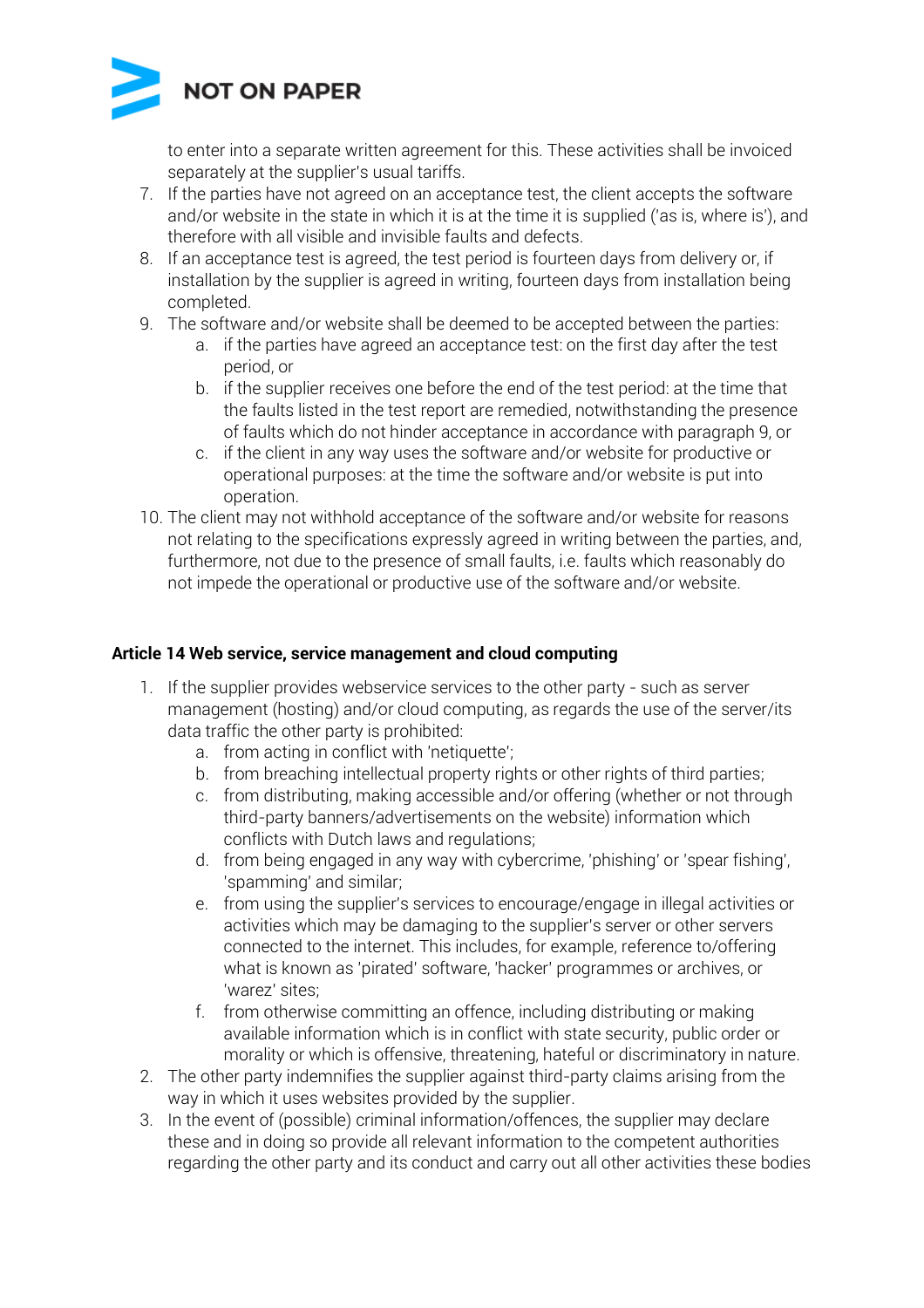to enter into a separate written agreement for this. These activities shall be invoiced separately at the supplier's usual tariffs.

7. If the parties have not agreed on an acceptance test, the client accepts the software and/or website in the state in which it is at the time it is supplied ('as is, where is'), and therefore with all visible and invisible faults and defects.
8. If an acceptance test is agreed, the test period is fourteen days from delivery or, if installation by the supplier is agreed in writing, fourteen days from installation being completed.
9. The software and/or website shall be deemed to be accepted between the parties:
   a. if the parties have agreed an acceptance test: on the first day after the test period, or
   b. if the supplier receives one before the end of the test period: at the time that the faults listed in the test report are remedied, notwithstanding the presence of faults which do not hinder acceptance in accordance with paragraph 9, or
   c. if the client in any way uses the software and/or website for productive or operational purposes: at the time the software and/or website is put into operation.
10. The client may not withhold acceptance of the software and/or website for reasons not relating to the specifications expressly agreed in writing between the parties, and, furthermore, not due to the presence of small faults, i.e. faults which reasonably do not impede the operational or productive use of the software and/or website.

**Article 14 Web service, service management and cloud computing**

1. If the supplier provides webservice services to the other party - such as server management (hosting) and/or cloud computing, as regards the use of the server/its data traffic the other party is prohibited:
   a. from acting in conflict with 'netiquette';
   b. from breaching intellectual property rights or other rights of third parties;
   c. from distributing, making accessible and/or offering (whether or not through third-party banners/advertisements on the website) information which conflicts with Dutch laws and regulations;
   d. from being engaged in any way with cybercrime, 'phishing' or 'spear fishing', 'spamming' and similar;
   e. from using the supplier's services to encourage/engage in illegal activities or activities which may be damaging to the supplier's server or other servers connected to the internet. This includes, for example, reference to/offering what is known as 'pirated' software, 'hacker' programmes or archives, or 'warez' sites;
   f. from otherwise committing an offence, including distributing or making available information which is in conflict with state security, public order or morality or which is offensive, threatening, hateful or discriminatory in nature.
2. The other party indemnifies the supplier against third-party claims arising from the way in which it uses websites provided by the supplier.
3. In the event of (possible) criminal information/offences, the supplier may declare these and in doing so provide all relevant information to the competent authorities regarding the other party and its conduct and carry out all other activities these bodies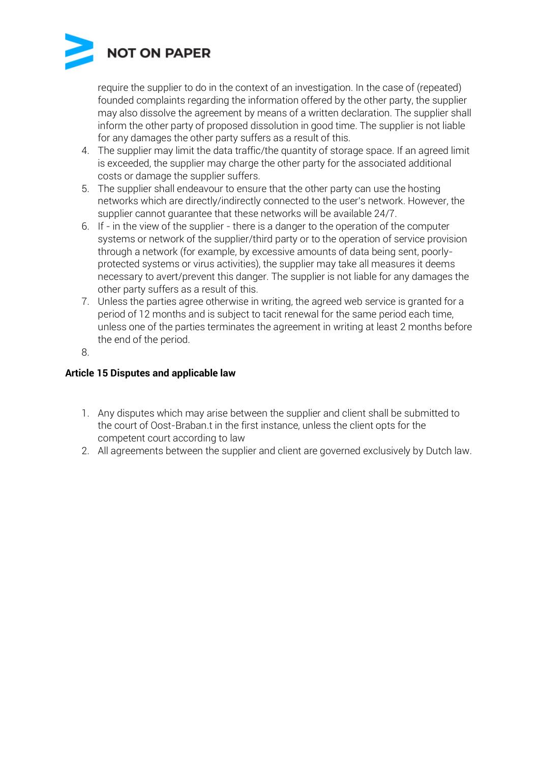require the supplier to do in the context of an investigation. In the case of (repeated) founded complaints regarding the information offered by the other party, the supplier may also dissolve the agreement by means of a written declaration. The supplier shall inform the other party of proposed dissolution in good time. The supplier is not liable for any damages the other party suffers as a result of this.

4. The supplier may limit the data traffic/the quantity of storage space. If an agreed limit is exceeded, the supplier may charge the other party for the associated additional costs or damage the supplier suffers.
5. The supplier shall endeavour to ensure that the other party can use the hosting networks which are directly/indirectly connected to the user's network. However, the supplier cannot guarantee that these networks will be available 24/7.
6. If - in the view of the supplier - there is a danger to the operation of the computer systems or network of the supplier/third party or to the operation of service provision through a network (for example, by excessive amounts of data being sent, poorly-protected systems or virus activities), the supplier may take all measures it deems necessary to avert/prevent this danger. The supplier is not liable for any damages the other party suffers as a result of this.
7. Unless the parties agree otherwise in writing, the agreed web service is granted for a period of 12 months and is subject to tacit renewal for the same period each time, unless one of the parties terminates the agreement in writing at least 2 months before the end of the period.
8.

**Article 15 Disputes and applicable law**

1. Any disputes which may arise between the supplier and client shall be submitted to the court of Oost-Braban.t in the first instance, unless the client opts for the competent court according to law
2. All agreements between the supplier and client are governed exclusively by Dutch law.